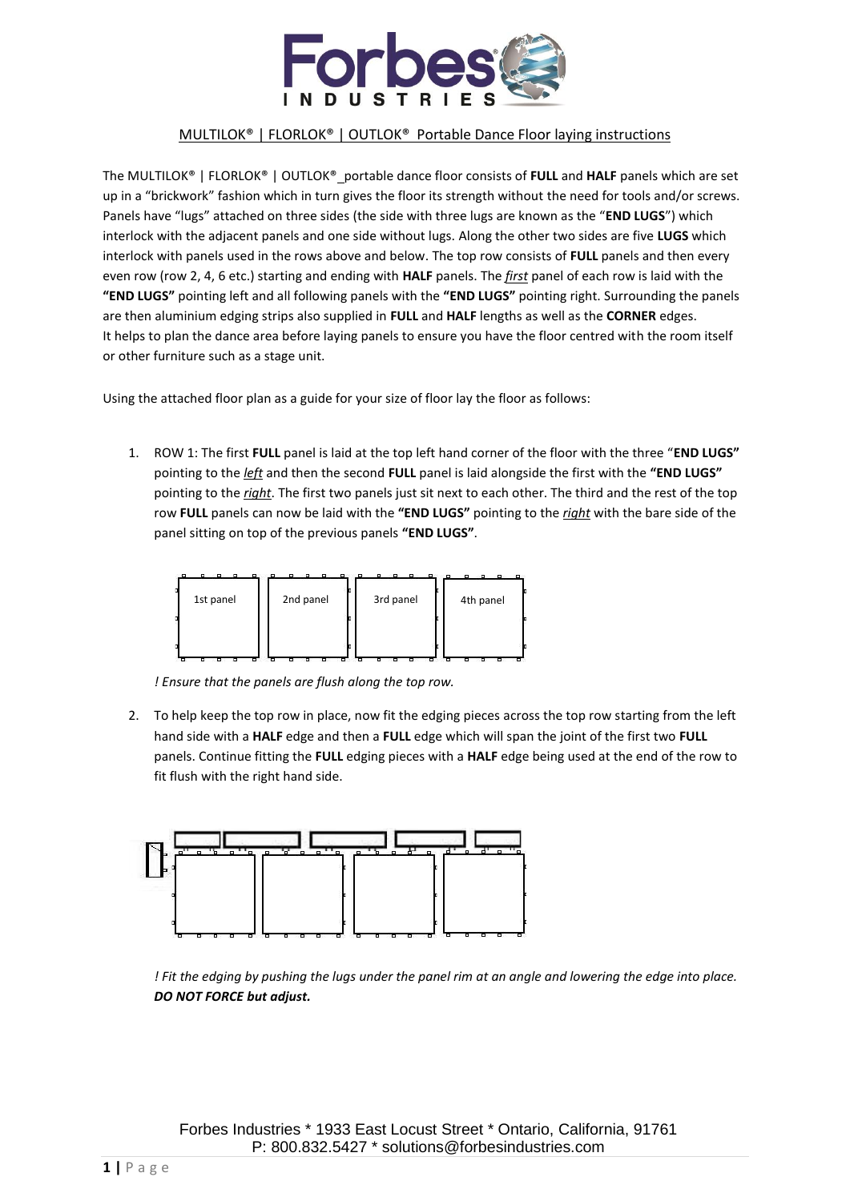MULTILOK® | FLORLOK® | OUTLOK® Portable Dance Floor laying instructions

The MULTILOK® | FLORLOK® | OUTLOK® portable dance floor consists of **FULL** and **HALF** panels which are set up in a "brickwork" fashion which in turn gives the floor its strength without the need for tools and/or screws. Panels have "lugs" attached on three sides (the side with three lugs are known as the "**END LUGS**") which interlock with the adjacent panels and one side without lugs. Along the other two sides are five **LUGS** which interlock with panels used in the rows above and below. The top row consists of **FULL** panels and then every even row (row 2, 4, 6 etc.) starting and ending with **HALF** panels. The ***first*** panel of each row is laid with the **"END LUGS"** pointing left and all following panels with the **"END LUGS"** pointing right. Surrounding the panels are then aluminium edging strips also supplied in **FULL** and **HALF** lengths as well as the **CORNER** edges.
It helps to plan the dance area before laying panels to ensure you have the floor centred with the room itself or other furniture such as a stage unit.

Using the attached floor plan as a guide for your size of floor lay the floor as follows:

1. ROW 1: The first **FULL** panel is laid at the top left hand corner of the floor with the three "**END LUGS"** pointing to the *left* and then the second **FULL** panel is laid alongside the first with the **"END LUGS"** pointing to the *right*. The first two panels just sit next to each other. The third and the rest of the top row **FULL** panels can now be laid with the **"END LUGS"** pointing to the *right* with the bare side of the panel sitting on top of the previous panels **"END LUGS"**.

   1st panel | 2nd panel | 3rd panel | 4th panel

   *! Ensure that the panels are flush along the top row.*

2. To help keep the top row in place, now fit the edging pieces across the top row starting from the left hand side with a **HALF** edge and then a **FULL** edge which will span the joint of the first two **FULL** panels. Continue fitting the **FULL** edging pieces with a **HALF** edge being used at the end of the row to fit flush with the right hand side.

   *! Fit the edging by pushing the lugs under the panel rim at an angle and lowering the edge into place.* ***DO NOT FORCE but adjust.***

Forbes Industries * 1933 East Locust Street * Ontario, California, 91761
P: 800.832.5427 * solutions@forbesindustries.com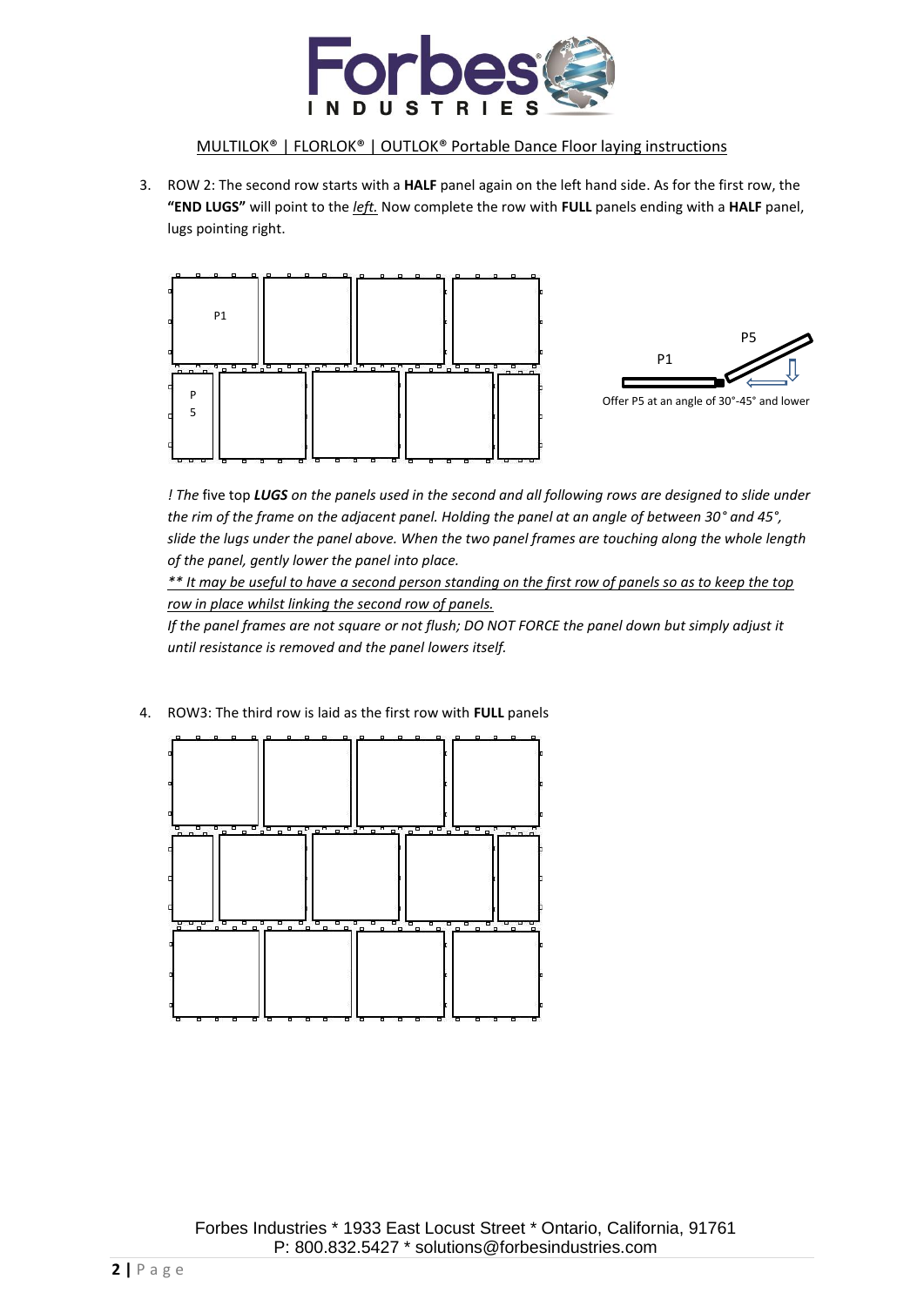MULTILOK® | FLORLOK® | OUTLOK® Portable Dance Floor laying instructions

3. ROW 2: The second row starts with a **HALF** panel again on the left hand side. As for the first row, the **"END LUGS"** will point to the *left.* Now complete the row with **FULL** panels ending with a **HALF** panel, lugs pointing right.

P1

P5

P1

P5

Offer P5 at an angle of 30°-45° and lower

*! The* five top ***LUGS*** *on the panels used in the second and all following rows are designed to slide under the rim of the frame on the adjacent panel. Holding the panel at an angle of between 30° and 45°, slide the lugs under the panel above. When the two panel frames are touching along the whole length of the panel, gently lower the panel into place.*

*\*\* It may be useful to have a second person standing on the first row of panels so as to keep the top row in place whilst linking the second row of panels.*

*If the panel frames are not square or not flush; DO NOT FORCE the panel down but simply adjust it until resistance is removed and the panel lowers itself.*

4. ROW3: The third row is laid as the first row with **FULL** panels

Forbes Industries * 1933 East Locust Street * Ontario, California, 91761
P: 800.832.5427 * solutions@forbesindustries.com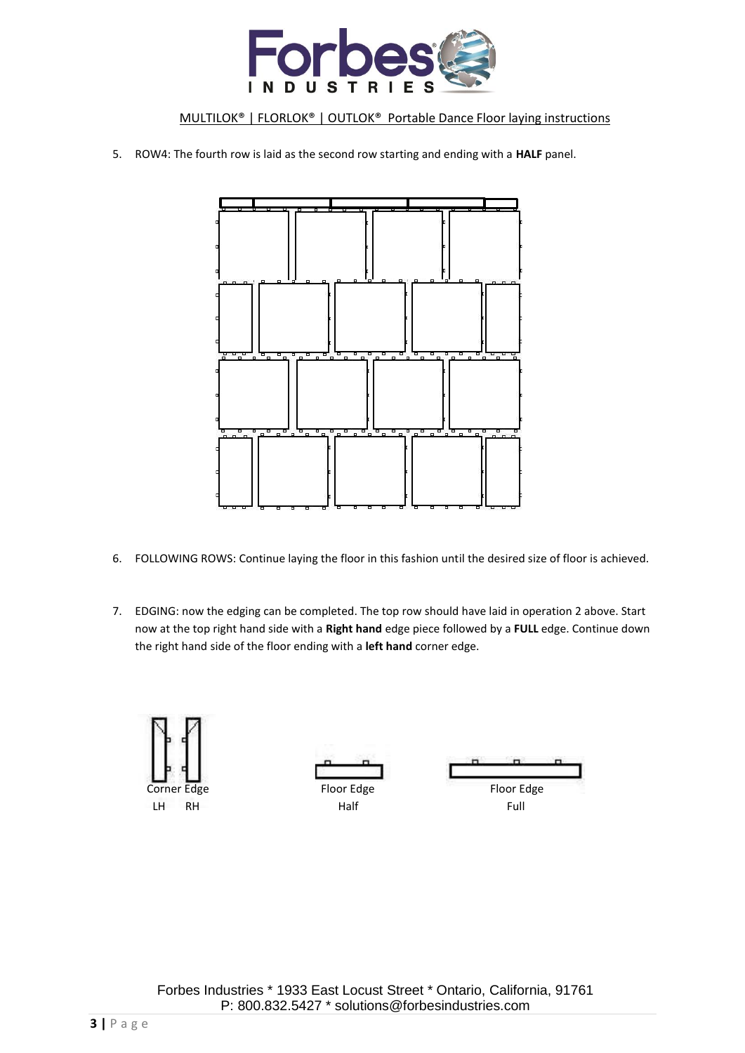MULTILOK® | FLORLOK® | OUTLOK® Portable Dance Floor laying instructions

5. ROW4: The fourth row is laid as the second row starting and ending with a **HALF** panel.

6. FOLLOWING ROWS: Continue laying the floor in this fashion until the desired size of floor is achieved.

7. EDGING: now the edging can be completed. The top row should have laid in operation 2 above. Start now at the top right hand side with a **Right hand** edge piece followed by a **FULL** edge. Continue down the right hand side of the floor ending with a **left hand** corner edge.

Corner Edge
LH RH

Floor Edge
Half

Floor Edge
Full

Forbes Industries * 1933 East Locust Street * Ontario, California, 91761
P: 800.832.5427 * solutions@forbesindustries.com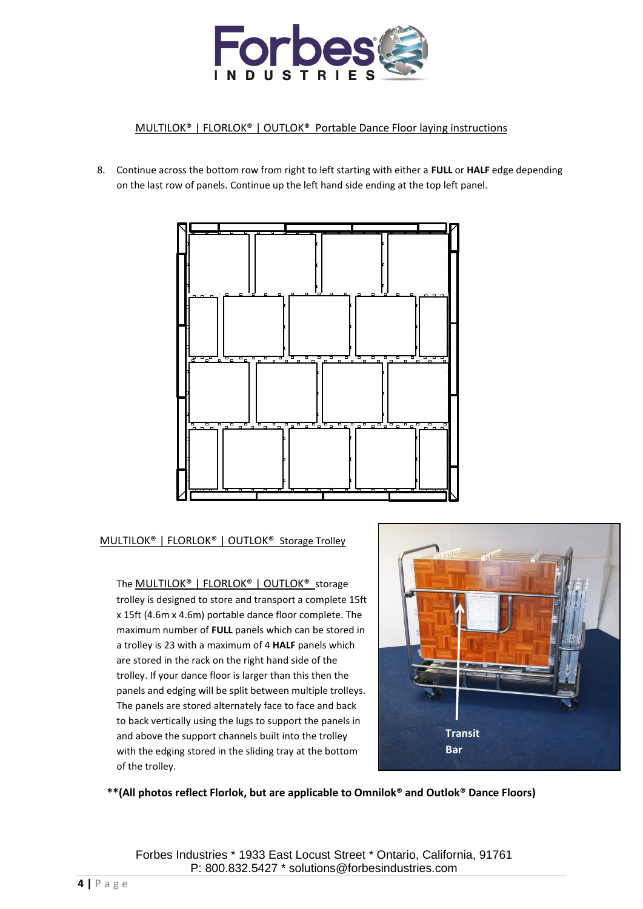MULTILOK® | FLORLOK® | OUTLOK® Portable Dance Floor laying instructions

8. Continue across the bottom row from right to left starting with either a **FULL** or **HALF** edge depending on the last row of panels. Continue up the left hand side ending at the top left panel.

MULTILOK® | FLORLOK® | OUTLOK® Storage Trolley

The MULTILOK® | FLORLOK® | OUTLOK® storage trolley is designed to store and transport a complete 15ft x 15ft (4.6m x 4.6m) portable dance floor complete. The maximum number of **FULL** panels which can be stored in a trolley is 23 with a maximum of 4 **HALF** panels which are stored in the rack on the right hand side of the trolley. If your dance floor is larger than this then the panels and edging will be split between multiple trolleys. The panels are stored alternately face to face and back to back vertically using the lugs to support the panels in and above the support channels built into the trolley with the edging stored in the sliding tray at the bottom of the trolley.

Transit Bar

**\*\*(All photos reflect Florlok, but are applicable to Omnilok® and Outlok® Dance Floors)**

Forbes Industries * 1933 East Locust Street * Ontario, California, 91761
P: 800.832.5427 * solutions@forbesindustries.com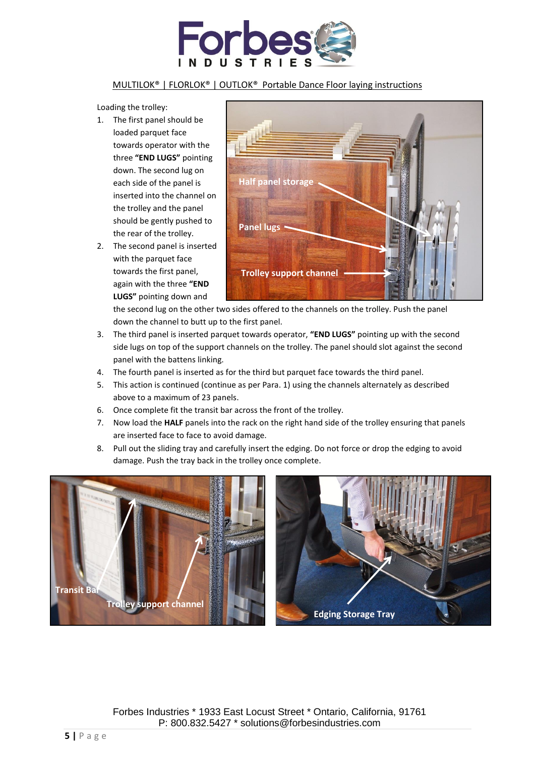MULTILOK® | FLORLOK® | OUTLOK® Portable Dance Floor laying instructions

Loading the trolley:

1. The first panel should be loaded parquet face towards operator with the three **"END LUGS"** pointing down. The second lug on each side of the panel is inserted into the channel on the trolley and the panel should be gently pushed to the rear of the trolley.
2. The second panel is inserted with the parquet face towards the first panel, again with the three **"END LUGS"** pointing down and the second lug on the other two sides offered to the channels on the trolley. Push the panel down the channel to butt up to the first panel.
3. The third panel is inserted parquet towards operator, **"END LUGS"** pointing up with the second side lugs on top of the support channels on the trolley. The panel should slot against the second panel with the battens linking.
4. The fourth panel is inserted as for the third but parquet face towards the third panel.
5. This action is continued (continue as per Para. 1) using the channels alternately as described above to a maximum of 23 panels.
6. Once complete fit the transit bar across the front of the trolley.
7. Now load the **HALF** panels into the rack on the right hand side of the trolley ensuring that panels are inserted face to face to avoid damage.
8. Pull out the sliding tray and carefully insert the edging. Do not force or drop the edging to avoid damage. Push the tray back in the trolley once complete.

Forbes Industries * 1933 East Locust Street * Ontario, California, 91761
P: 800.832.5427 * solutions@forbesindustries.com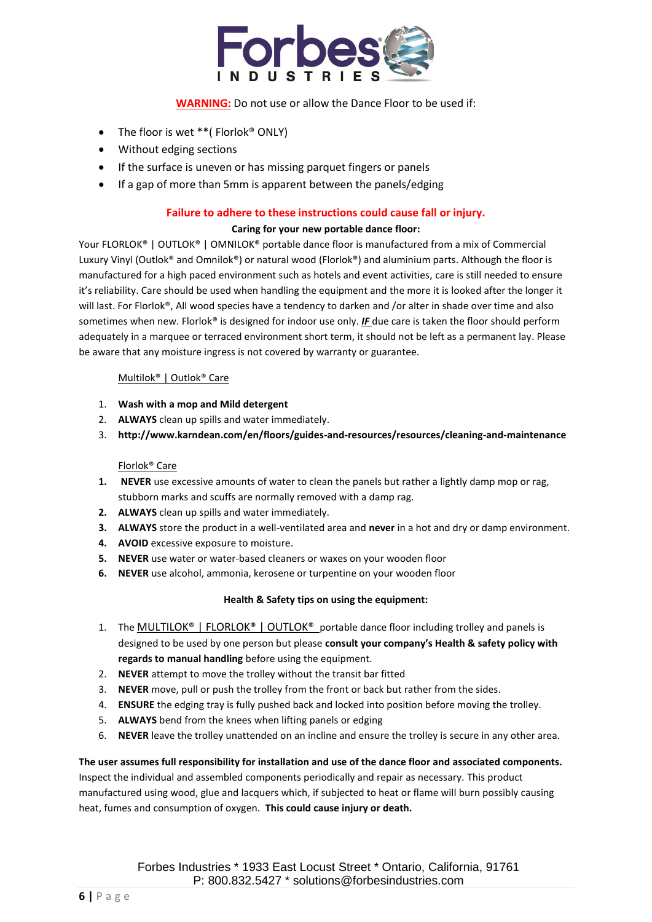**WARNING:** Do not use or allow the Dance Floor to be used if:

- The floor is wet **( Florlok® ONLY)
- Without edging sections
- If the surface is uneven or has missing parquet fingers or panels
- If a gap of more than 5mm is apparent between the panels/edging

**Failure to adhere to these instructions could cause fall or injury.**

**Caring for your new portable dance floor:**

Your FLORLOK® | OUTLOK® | OMNILOK® portable dance floor is manufactured from a mix of Commercial Luxury Vinyl (Outlok® and Omnilok®) or natural wood (Florlok®) and aluminium parts. Although the floor is manufactured for a high paced environment such as hotels and event activities, care is still needed to ensure it's reliability. Care should be used when handling the equipment and the more it is looked after the longer it will last. For Florlok®, All wood species have a tendency to darken and /or alter in shade over time and also sometimes when new. Florlok® is designed for indoor use only. ***IF*** due care is taken the floor should perform adequately in a marquee or terraced environment short term, it should not be left as a permanent lay. Please be aware that any moisture ingress is not covered by warranty or guarantee.

Multilok® | Outlok® Care

1. **Wash with a mop and Mild detergent**
2. **ALWAYS** clean up spills and water immediately.
3. **http://www.karndean.com/en/floors/guides-and-resources/resources/cleaning-and-maintenance**

Florlok® Care

1. **NEVER** use excessive amounts of water to clean the panels but rather a lightly damp mop or rag, stubborn marks and scuffs are normally removed with a damp rag.
2. **ALWAYS** clean up spills and water immediately.
3. **ALWAYS** store the product in a well-ventilated area and **never** in a hot and dry or damp environment.
4. **AVOID** excessive exposure to moisture.
5. **NEVER** use water or water-based cleaners or waxes on your wooden floor
6. **NEVER** use alcohol, ammonia, kerosene or turpentine on your wooden floor

**Health & Safety tips on using the equipment:**

1. The MULTILOK® | FLORLOK® | OUTLOK® portable dance floor including trolley and panels is designed to be used by one person but please **consult your company's Health & safety policy with regards to manual handling** before using the equipment.
2. **NEVER** attempt to move the trolley without the transit bar fitted
3. **NEVER** move, pull or push the trolley from the front or back but rather from the sides.
4. **ENSURE** the edging tray is fully pushed back and locked into position before moving the trolley.
5. **ALWAYS** bend from the knees when lifting panels or edging
6. **NEVER** leave the trolley unattended on an incline and ensure the trolley is secure in any other area.

**The user assumes full responsibility for installation and use of the dance floor and associated components.** Inspect the individual and assembled components periodically and repair as necessary. This product manufactured using wood, glue and lacquers which, if subjected to heat or flame will burn possibly causing heat, fumes and consumption of oxygen. **This could cause injury or death.**

Forbes Industries * 1933 East Locust Street * Ontario, California, 91761
P: 800.832.5427 * solutions@forbesindustries.com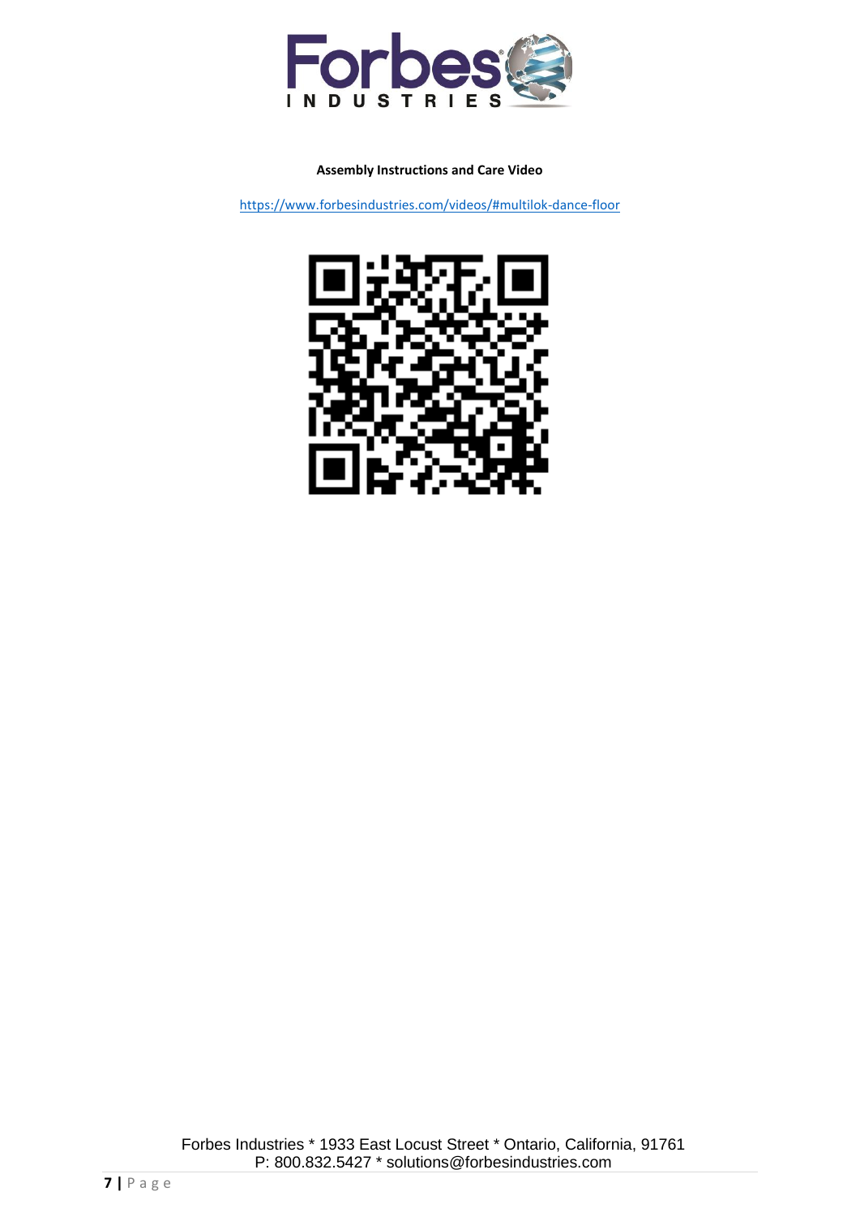**Assembly Instructions and Care Video**

https://www.forbesindustries.com/videos/#multilok-dance-floor

Forbes Industries * 1933 East Locust Street * Ontario, California, 91761
P: 800.832.5427 * solutions@forbesindustries.com